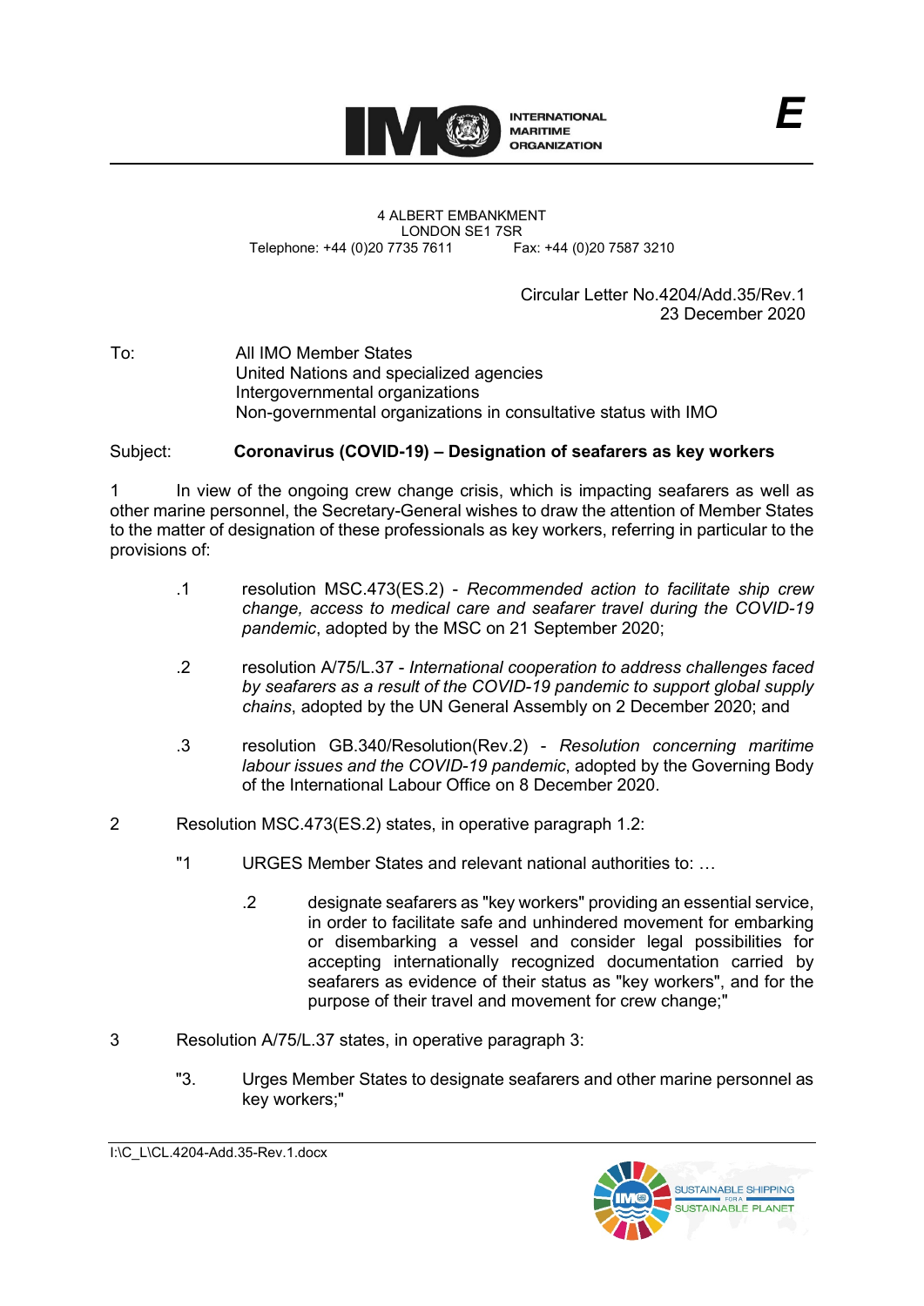INTERNATIONAL MARITIME ORGANIZATION

E

4 ALBERT EMBANKMENT
LONDON SE1 7SR
Telephone: +44 (0)20 7735 7611 Fax: +44 (0)20 7587 3210

Circular Letter No.4204/Add.35/Rev.1
23 December 2020

To: All IMO Member States
United Nations and specialized agencies
Intergovernmental organizations
Non-governmental organizations in consultative status with IMO

Subject: **Coronavirus (COVID-19) – Designation of seafarers as key workers**

1 In view of the ongoing crew change crisis, which is impacting seafarers as well as other marine personnel, the Secretary-General wishes to draw the attention of Member States to the matter of designation of these professionals as key workers, referring in particular to the provisions of:

.1 resolution MSC.473(ES.2) - *Recommended action to facilitate ship crew change, access to medical care and seafarer travel during the COVID-19 pandemic*, adopted by the MSC on 21 September 2020;

.2 resolution A/75/L.37 - *International cooperation to address challenges faced by seafarers as a result of the COVID-19 pandemic to support global supply chains*, adopted by the UN General Assembly on 2 December 2020; and

.3 resolution GB.340/Resolution(Rev.2) - *Resolution concerning maritime labour issues and the COVID-19 pandemic*, adopted by the Governing Body of the International Labour Office on 8 December 2020.

2 Resolution MSC.473(ES.2) states, in operative paragraph 1.2:

"1 URGES Member States and relevant national authorities to: …

.2 designate seafarers as "key workers" providing an essential service, in order to facilitate safe and unhindered movement for embarking or disembarking a vessel and consider legal possibilities for accepting internationally recognized documentation carried by seafarers as evidence of their status as "key workers", and for the purpose of their travel and movement for crew change;"

3 Resolution A/75/L.37 states, in operative paragraph 3:

"3. Urges Member States to designate seafarers and other marine personnel as key workers;"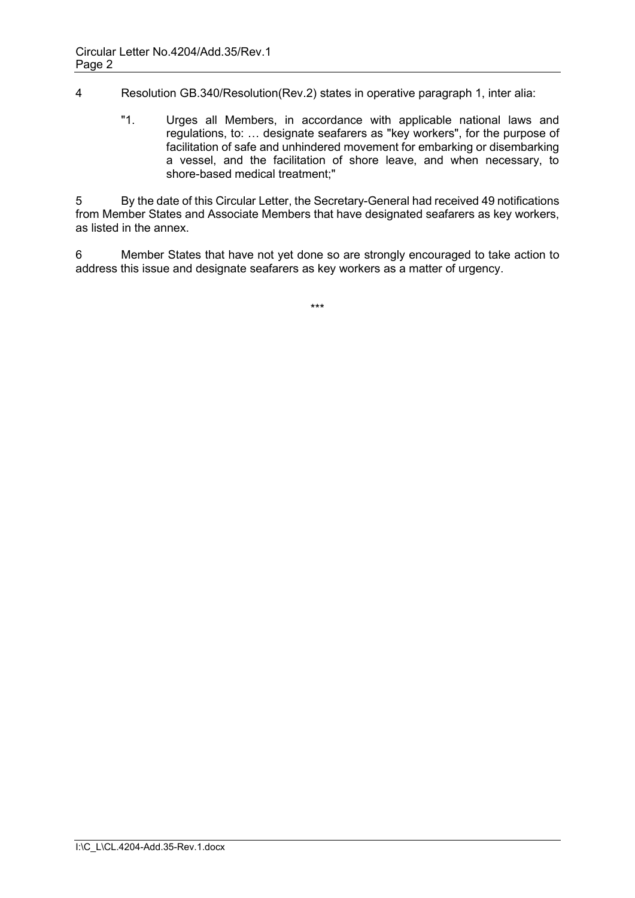4 Resolution GB.340/Resolution(Rev.2) states in operative paragraph 1, inter alia:

> "1. Urges all Members, in accordance with applicable national laws and regulations, to: … designate seafarers as "key workers", for the purpose of facilitation of safe and unhindered movement for embarking or disembarking a vessel, and the facilitation of shore leave, and when necessary, to shore-based medical treatment;"

5 By the date of this Circular Letter, the Secretary-General had received 49 notifications from Member States and Associate Members that have designated seafarers as key workers, as listed in the annex.

6 Member States that have not yet done so are strongly encouraged to take action to address this issue and designate seafarers as key workers as a matter of urgency.

\*\*\*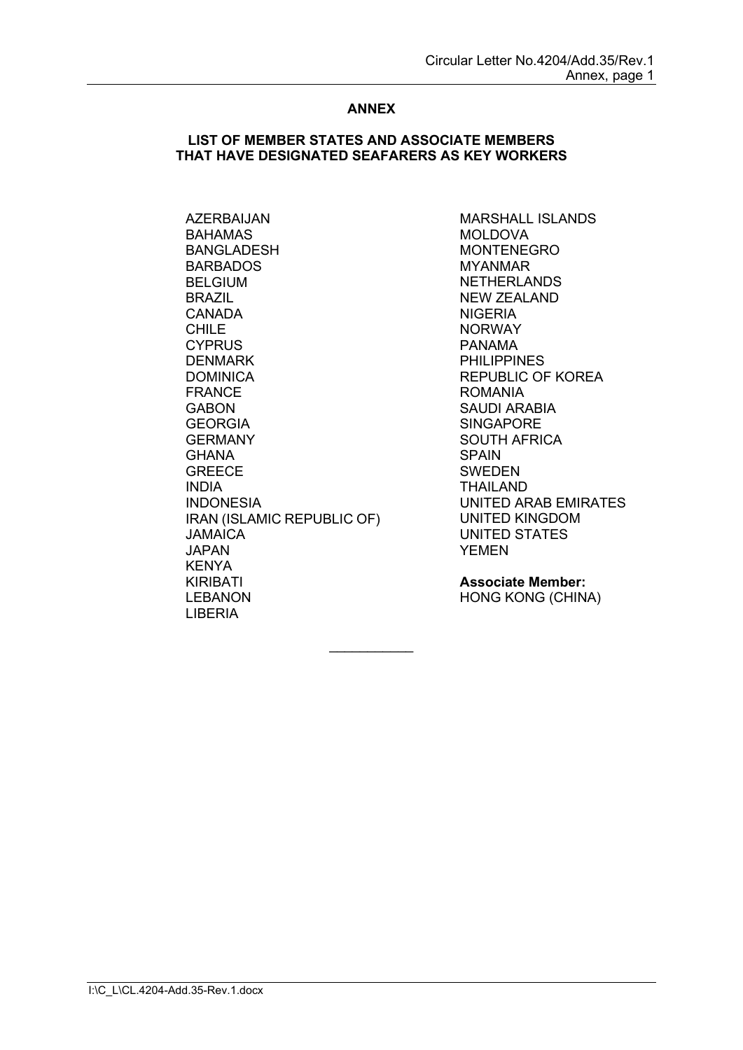## ANNEX

### LIST OF MEMBER STATES AND ASSOCIATE MEMBERS THAT HAVE DESIGNATED SEAFARERS AS KEY WORKERS

AZERBAIJAN
BAHAMAS
BANGLADESH
BARBADOS
BELGIUM
BRAZIL
CANADA
CHILE
CYPRUS
DENMARK
DOMINICA
FRANCE
GABON
GEORGIA
GERMANY
GHANA
GREECE
INDIA
INDONESIA
IRAN (ISLAMIC REPUBLIC OF)
JAMAICA
JAPAN
KENYA
KIRIBATI
LEBANON
LIBERIA
MARSHALL ISLANDS
MOLDOVA
MONTENEGRO
MYANMAR
NETHERLANDS
NEW ZEALAND
NIGERIA
NORWAY
PANAMA
PHILIPPINES
REPUBLIC OF KOREA
ROMANIA
SAUDI ARABIA
SINGAPORE
SOUTH AFRICA
SPAIN
SWEDEN
THAILAND
UNITED ARAB EMIRATES
UNITED KINGDOM
UNITED STATES
YEMEN

**Associate Member:**
HONG KONG (CHINA)

___________